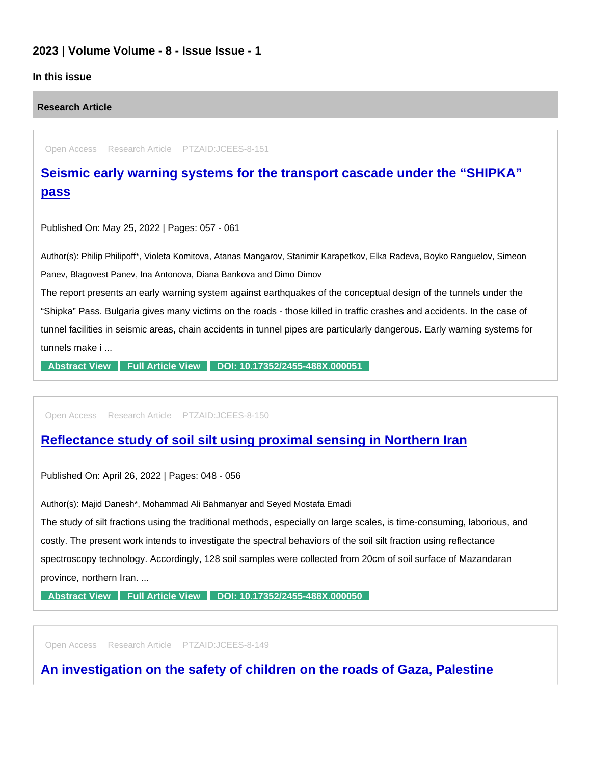## 2023 | Volume Volume - 8 - Issue Issue - 1

**In this issue**

### Research Article

Open Access Research Article PTZAID:JCEES-8-151

### Seismic early warning systems for the transport cascade under the "SHIPKA" pass

Published On: May 25, 2022 | Pages: 057 - 061

Author(s): Philip Philipoff*, Violeta Komitova, Atanas Mangarov, Stanimir Karapetkov, Elka Radeva, Boyko Ranguelov, Simeon Panev, Blagovest Panev, Ina Antonova, Diana Bankova and Dimo Dimov

The report presents an early warning system against earthquakes of the conceptual design of the tunnels under the "Shipka" Pass. Bulgaria gives many victims on the roads - those killed in traffic crashes and accidents. In the case of tunnel facilities in seismic areas, chain accidents in tunnel pipes are particularly dangerous. Early warning systems for tunnels make i ...

Abstract View | Full Article View | DOI: 10.17352/2455-488X.000051

---

Open Access Research Article PTZAID:JCEES-8-150

### Reflectance study of soil silt using proximal sensing in Northern Iran

Published On: April 26, 2022 | Pages: 048 - 056

Author(s): Majid Danesh*, Mohammad Ali Bahmanyar and Seyed Mostafa Emadi

The study of silt fractions using the traditional methods, especially on large scales, is time-consuming, laborious, and costly. The present work intends to investigate the spectral behaviors of the soil silt fraction using reflectance spectroscopy technology. Accordingly, 128 soil samples were collected from 20cm of soil surface of Mazandaran province, northern Iran. ...

Abstract View | Full Article View | DOI: 10.17352/2455-488X.000050

---

Open Access Research Article PTZAID:JCEES-8-149

### An investigation on the safety of children on the roads of Gaza, Palestine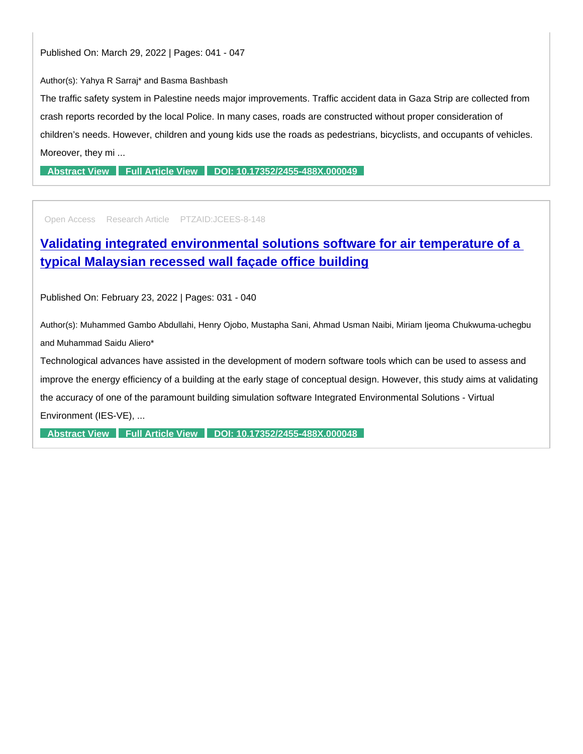Published On: March 29, 2022 | Pages: 041 - 047

Author(s): Yahya R Sarraj* and Basma Bashbash

The traffic safety system in Palestine needs major improvements. Traffic accident data in Gaza Strip are collected from crash reports recorded by the local Police. In many cases, roads are constructed without proper consideration of children's needs. However, children and young kids use the roads as pedestrians, bicyclists, and occupants of vehicles. Moreover, they mi ...

**Abstract View** **Full Article View** **DOI: 10.17352/2455-488X.000049**

---

Open Access Research Article PTZAID:JCEES-8-148

## Validating integrated environmental solutions software for air temperature of a typical Malaysian recessed wall façade office building

Published On: February 23, 2022 | Pages: 031 - 040

Author(s): Muhammed Gambo Abdullahi, Henry Ojobo, Mustapha Sani, Ahmad Usman Naibi, Miriam Ijeoma Chukwuma-uchegbu and Muhammad Saidu Aliero*

Technological advances have assisted in the development of modern software tools which can be used to assess and improve the energy efficiency of a building at the early stage of conceptual design. However, this study aims at validating the accuracy of one of the paramount building simulation software Integrated Environmental Solutions - Virtual Environment (IES-VE), ...

**Abstract View** **Full Article View** **DOI: 10.17352/2455-488X.000048**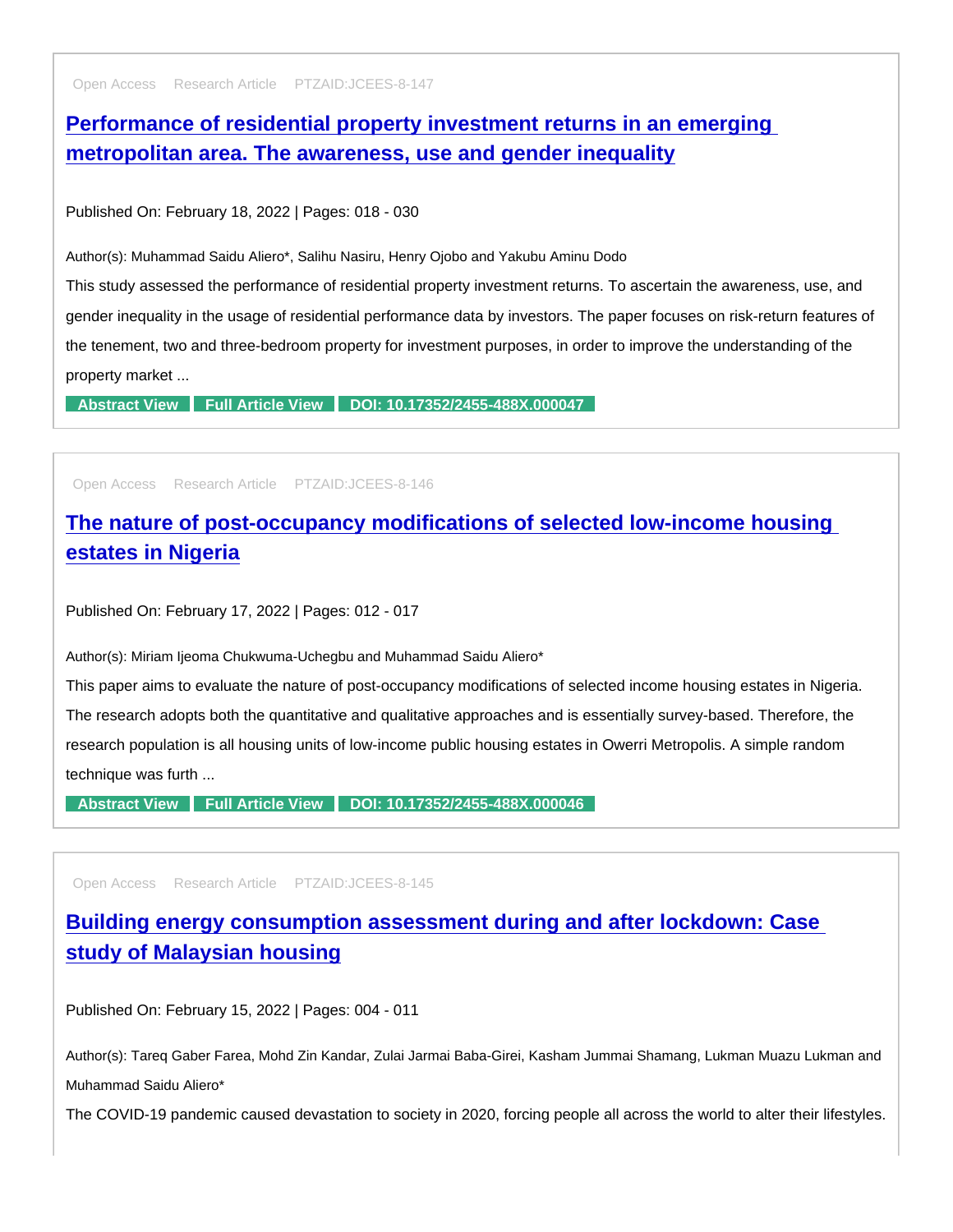Open Access Research Article PTZAID:JCEES-8-147

## Performance of residential property investment returns in an emerging metropolitan area. The awareness, use and gender inequality

Published On: February 18, 2022 | Pages: 018 - 030

Author(s): Muhammad Saidu Aliero*, Salihu Nasiru, Henry Ojobo and Yakubu Aminu Dodo

This study assessed the performance of residential property investment returns. To ascertain the awareness, use, and gender inequality in the usage of residential performance data by investors. The paper focuses on risk-return features of the tenement, two and three-bedroom property for investment purposes, in order to improve the understanding of the property market ...

Abstract View | Full Article View | DOI: 10.17352/2455-488X.000047

---

Open Access Research Article PTZAID:JCEES-8-146

## The nature of post-occupancy modifications of selected low-income housing estates in Nigeria

Published On: February 17, 2022 | Pages: 012 - 017

Author(s): Miriam Ijeoma Chukwuma-Uchegbu and Muhammad Saidu Aliero*

This paper aims to evaluate the nature of post-occupancy modifications of selected income housing estates in Nigeria. The research adopts both the quantitative and qualitative approaches and is essentially survey-based. Therefore, the research population is all housing units of low-income public housing estates in Owerri Metropolis. A simple random technique was furth ...

Abstract View | Full Article View | DOI: 10.17352/2455-488X.000046

---

Open Access Research Article PTZAID:JCEES-8-145

## Building energy consumption assessment during and after lockdown: Case study of Malaysian housing

Published On: February 15, 2022 | Pages: 004 - 011

Author(s): Tareq Gaber Farea, Mohd Zin Kandar, Zulai Jarmai Baba-Girei, Kasham Jummai Shamang, Lukman Muazu Lukman and Muhammad Saidu Aliero*

The COVID-19 pandemic caused devastation to society in 2020, forcing people all across the world to alter their lifestyles.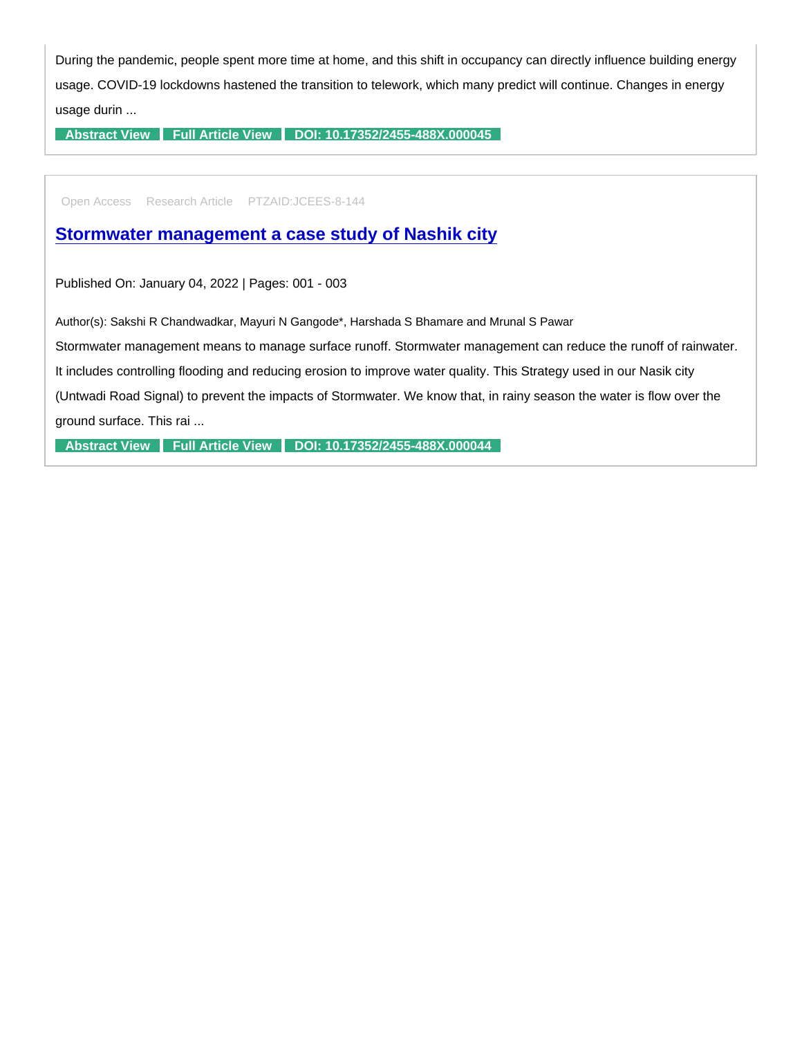During the pandemic, people spent more time at home, and this shift in occupancy can directly influence building energy usage. COVID-19 lockdowns hastened the transition to telework, which many predict will continue. Changes in energy usage durin ...

Abstract View Full Article View DOI: 10.17352/2455-488X.000045

Open Access Research Article PTZAID:JCEES-8-144

## Stormwater management a case study of Nashik city

Published On: January 04, 2022 | Pages: 001 - 003

Author(s): Sakshi R Chandwadkar, Mayuri N Gangode*, Harshada S Bhamare and Mrunal S Pawar

Stormwater management means to manage surface runoff. Stormwater management can reduce the runoff of rainwater. It includes controlling flooding and reducing erosion to improve water quality. This Strategy used in our Nasik city (Untwadi Road Signal) to prevent the impacts of Stormwater. We know that, in rainy season the water is flow over the ground surface. This rai ...

Abstract View Full Article View DOI: 10.17352/2455-488X.000044